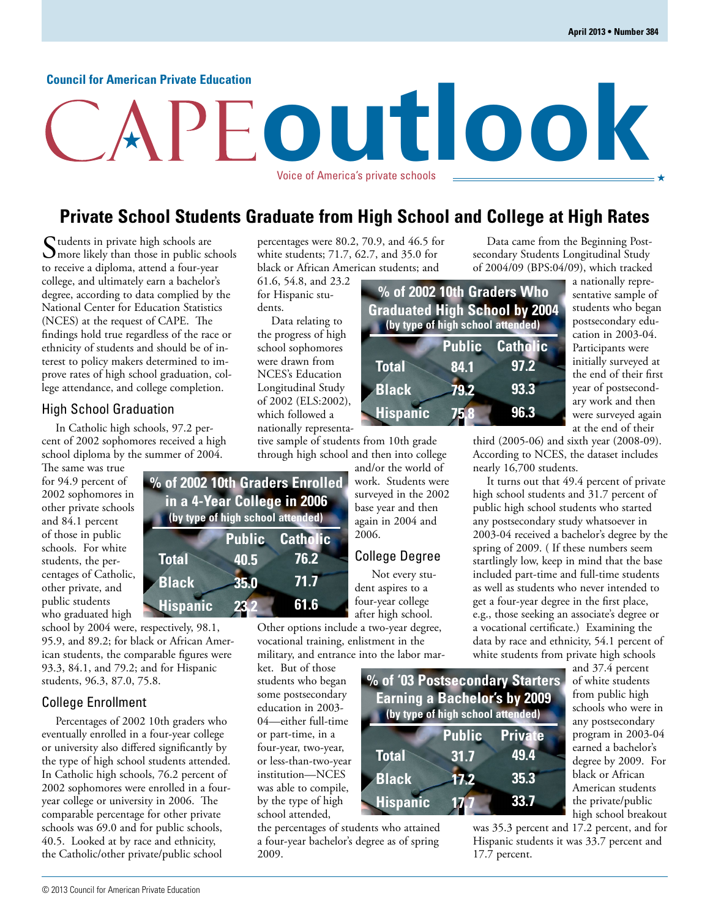Council for American Private Education

# CAPE outlook

Voice of America's private schools

## Private School Students Graduate from High School and College at High Rates

Students in private high schools are more likely than those in public schools to receive a diploma, attend a four-year college, and ultimately earn a bachelor's degree, according to data compiled by the National Center for Education Statistics (NCES) at the request of CAPE. The findings hold true regardless of the race or ethnicity of students and should be of interest to policy makers determined to improve rates of high school graduation, college attendance, and college completion.

### High School Graduation

In Catholic high schools, 97.2 percent of 2002 sophomores received a high school diploma by the summer of 2004. The same was true for 94.9 percent of 2002 sophomores in other private schools and 84.1 percent of those in public schools. For white students, the percentages of Catholic, other private, and public students who graduated high school by 2004 were, respectively, 98.1, 95.9, and 89.2; for black or African American students, the comparable figures were 93.3, 84.1, and 79.2; and for Hispanic students, 96.3, 87.0, 75.8.

**% of 2002 10th Graders Who Graduated High School by 2004**
**(by type of high school attended)**

| | Public | Catholic |
|---|---|---|
| Total | 84.1 | 97.2 |
| Black | 79.2 | 93.3 |
| Hispanic | 75.8 | 96.3 |

### College Enrollment

Percentages of 2002 10th graders who eventually enrolled in a four-year college or university also differed significantly by the type of high school students attended. In Catholic high schools, 76.2 percent of 2002 sophomores were enrolled in a four-year college or university in 2006. The comparable percentage for other private schools was 69.0 and for public schools, 40.5. Looked at by race and ethnicity, the Catholic/other private/public school percentages were 80.2, 70.9, and 46.5 for white students; 71.7, 62.7, and 35.0 for black or African American students; and 61.6, 54.8, and 23.2 for Hispanic students.

**% of 2002 10th Graders Enrolled in a 4-Year College in 2006**
**(by type of high school attended)**

| | Public | Catholic |
|---|---|---|
| Total | 40.5 | 76.2 |
| Black | 35.0 | 71.7 |
| Hispanic | 23.2 | 61.6 |

Data relating to the progress of high school sophomores were drawn from NCES's Education Longitudinal Study of 2002 (ELS:2002), which followed a nationally representative sample of students from 10th grade through high school and then into college and/or the world of work. Students were surveyed in the 2002 base year and then again in 2004 and 2006.

### College Degree

Not every student aspires to a four-year college after high school. Other options include a two-year degree, vocational training, enlistment in the military, and entrance into the labor market. But of those students who began some postsecondary education in 2003-04—either full-time or part-time, in a four-year, two-year, or less-than-two-year institution—NCES was able to compile, by the type of high school attended, the percentages of students who attained a four-year bachelor's degree as of spring 2009.

**% of '03 Postsecondary Starters Earning a Bachelor's by 2009**
**(by type of high school attended)**

| | Public | Private |
|---|---|---|
| Total | 31.7 | 49.4 |
| Black | 17.2 | 35.3 |
| Hispanic | 17.7 | 33.7 |

Data came from the Beginning Postsecondary Students Longitudinal Study of 2004/09 (BPS:04/09), which tracked a nationally representative sample of students who began postsecondary education in 2003-04. Participants were initially surveyed at the end of their first year of postsecondary work and then were surveyed again at the end of their third (2005-06) and sixth year (2008-09). According to NCES, the dataset includes nearly 16,700 students.

It turns out that 49.4 percent of private high school students and 31.7 percent of public high school students who started any postsecondary study whatsoever in 2003-04 received a bachelor's degree by the spring of 2009. ( If these numbers seem startlingly low, keep in mind that the base included part-time and full-time students as well as students who never intended to get a four-year degree in the first place, e.g., those seeking an associate's degree or a vocational certificate.) Examining the data by race and ethnicity, 54.1 percent of white students from private high schools and 37.4 percent of white students from public high schools who were in any postsecondary program in 2003-04 earned a bachelor's degree by 2009. For black or African American students the private/public high school breakout was 35.3 percent and 17.2 percent, and for Hispanic students it was 33.7 percent and 17.7 percent.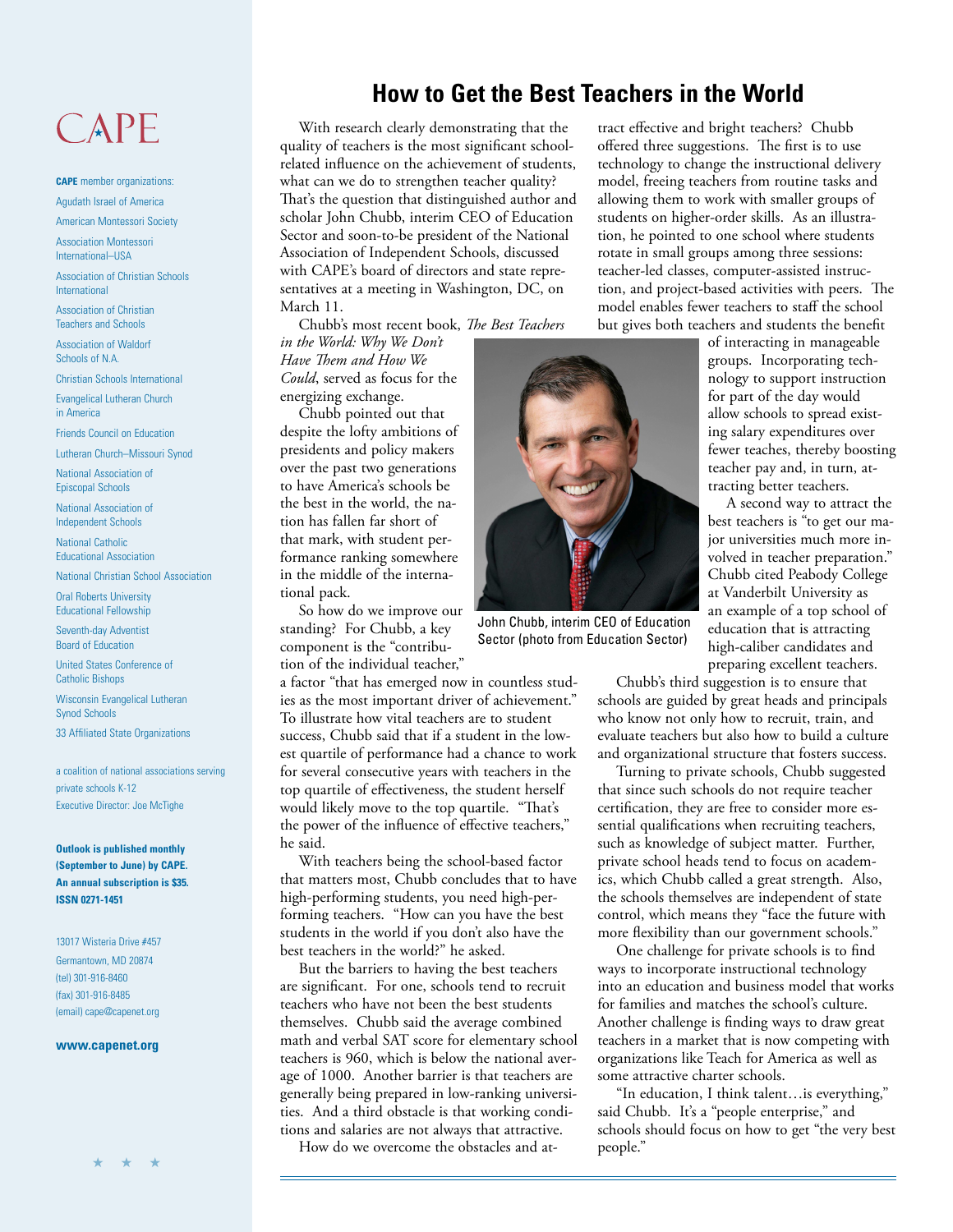CAPE

**CAPE** member organizations:

Agudath Israel of America

American Montessori Society

Association Montessori International–USA

Association of Christian Schools International

Association of Christian Teachers and Schools

Association of Waldorf Schools of N.A.

Christian Schools International

Evangelical Lutheran Church in America

Friends Council on Education

Lutheran Church–Missouri Synod

National Association of Episcopal Schools

National Association of Independent Schools

National Catholic Educational Association

National Christian School Association

Oral Roberts University Educational Fellowship

Seventh-day Adventist Board of Education

United States Conference of Catholic Bishops

Wisconsin Evangelical Lutheran Synod Schools

33 Affiliated State Organizations

a coalition of national associations serving private schools K-12

Executive Director: Joe McTighe

**Outlook is published monthly (September to June) by CAPE. An annual subscription is $35. ISSN 0271-1451**

13017 Wisteria Drive #457
Germantown, MD 20874
(tel) 301-916-8460
(fax) 301-916-8485
(email) cape@capenet.org

**www.capenet.org**

# How to Get the Best Teachers in the World

With research clearly demonstrating that the quality of teachers is the most significant school-related influence on the achievement of students, what can we do to strengthen teacher quality? That's the question that distinguished author and scholar John Chubb, interim CEO of Education Sector and soon-to-be president of the National Association of Independent Schools, discussed with CAPE's board of directors and state representatives at a meeting in Washington, DC, on March 11.

Chubb's most recent book, *The Best Teachers in the World: Why We Don't Have Them and How We Could*, served as focus for the energizing exchange.

Chubb pointed out that despite the lofty ambitions of presidents and policy makers over the past two generations to have America's schools be the best in the world, the nation has fallen far short of that mark, with student performance ranking somewhere in the middle of the international pack.

So how do we improve our standing? For Chubb, a key component is the "contribution of the individual teacher," a factor "that has emerged now in countless studies as the most important driver of achievement." To illustrate how vital teachers are to student success, Chubb said that if a student in the lowest quartile of performance had a chance to work for several consecutive years with teachers in the top quartile of effectiveness, the student herself would likely move to the top quartile. "That's the power of the influence of effective teachers," he said.

With teachers being the school-based factor that matters most, Chubb concludes that to have high-performing students, you need high-performing teachers. "How can you have the best students in the world if you don't also have the best teachers in the world?" he asked.

But the barriers to having the best teachers are significant. For one, schools tend to recruit teachers who have not been the best students themselves. Chubb said the average combined math and verbal SAT score for elementary school teachers is 960, which is below the national average of 1000. Another barrier is that teachers are generally being prepared in low-ranking universities. And a third obstacle is that working conditions and salaries are not always that attractive.

How do we overcome the obstacles and attract effective and bright teachers? Chubb offered three suggestions. The first is to use technology to change the instructional delivery model, freeing teachers from routine tasks and allowing them to work with smaller groups of students on higher-order skills. As an illustration, he pointed to one school where students rotate in small groups among three sessions: teacher-led classes, computer-assisted instruction, and project-based activities with peers. The model enables fewer teachers to staff the school but gives both teachers and students the benefit of interacting in manageable groups. Incorporating technology to support instruction for part of the day would allow schools to spread existing salary expenditures over fewer teaches, thereby boosting teacher pay and, in turn, attracting better teachers.

John Chubb, interim CEO of Education Sector (photo from Education Sector)

A second way to attract the best teachers is "to get our major universities much more involved in teacher preparation." Chubb cited Peabody College at Vanderbilt University as an example of a top school of education that is attracting high-caliber candidates and preparing excellent teachers.

Chubb's third suggestion is to ensure that schools are guided by great heads and principals who know not only how to recruit, train, and evaluate teachers but also how to build a culture and organizational structure that fosters success.

Turning to private schools, Chubb suggested that since such schools do not require teacher certification, they are free to consider more essential qualifications when recruiting teachers, such as knowledge of subject matter. Further, private school heads tend to focus on academics, which Chubb called a great strength. Also, the schools themselves are independent of state control, which means they "face the future with more flexibility than our government schools."

One challenge for private schools is to find ways to incorporate instructional technology into an education and business model that works for families and matches the school's culture. Another challenge is finding ways to draw great teachers in a market that is now competing with organizations like Teach for America as well as some attractive charter schools.

"In education, I think talent…is everything," said Chubb. It's a "people enterprise," and schools should focus on how to get "the very best people."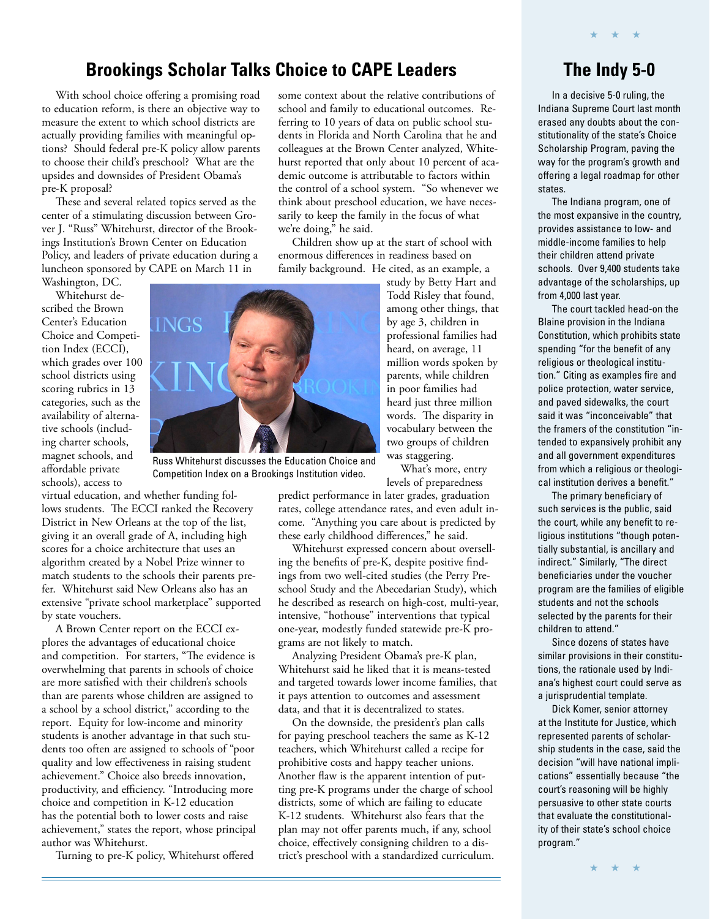## Brookings Scholar Talks Choice to CAPE Leaders

With school choice offering a promising road to education reform, is there an objective way to measure the extent to which school districts are actually providing families with meaningful options? Should federal pre-K policy allow parents to choose their child's preschool? What are the upsides and downsides of President Obama's pre-K proposal?

These and several related topics served as the center of a stimulating discussion between Grover J. "Russ" Whitehurst, director of the Brookings Institution's Brown Center on Education Policy, and leaders of private education during a luncheon sponsored by CAPE on March 11 in Washington, DC.

Whitehurst described the Brown Center's Education Choice and Competition Index (ECCI), which grades over 100 school districts using scoring rubrics in 13 categories, such as the availability of alternative schools (including charter schools, magnet schools, and affordable private schools), access to virtual education, and whether funding follows students. The ECCI ranked the Recovery District in New Orleans at the top of the list, giving it an overall grade of A, including high scores for a choice architecture that uses an algorithm created by a Nobel Prize winner to match students to the schools their parents prefer. Whitehurst said New Orleans also has an extensive "private school marketplace" supported by state vouchers.

Russ Whitehurst discusses the Education Choice and Competition Index on a Brookings Institution video.

A Brown Center report on the ECCI explores the advantages of educational choice and competition. For starters, "The evidence is overwhelming that parents in schools of choice are more satisfied with their children's schools than are parents whose children are assigned to a school by a school district," according to the report. Equity for low-income and minority students is another advantage in that such students too often are assigned to schools of "poor quality and low effectiveness in raising student achievement." Choice also breeds innovation, productivity, and efficiency. "Introducing more choice and competition in K-12 education has the potential both to lower costs and raise achievement," states the report, whose principal author was Whitehurst.

Turning to pre-K policy, Whitehurst offered some context about the relative contributions of school and family to educational outcomes. Referring to 10 years of data on public school students in Florida and North Carolina that he and colleagues at the Brown Center analyzed, Whitehurst reported that only about 10 percent of academic outcome is attributable to factors within the control of a school system. "So whenever we think about preschool education, we have necessarily to keep the family in the focus of what we're doing," he said.

Children show up at the start of school with enormous differences in readiness based on family background. He cited, as an example, a study by Betty Hart and Todd Risley that found, among other things, that by age 3, children in professional families had heard, on average, 11 million words spoken by parents, while children in poor families had heard just three million words. The disparity in vocabulary between the two groups of children was staggering.

What's more, entry levels of preparedness predict performance in later grades, graduation rates, college attendance rates, and even adult income. "Anything you care about is predicted by these early childhood differences," he said.

Whitehurst expressed concern about overselling the benefits of pre-K, despite positive findings from two well-cited studies (the Perry Preschool Study and the Abecedarian Study), which he described as research on high-cost, multi-year, intensive, "hothouse" interventions that typical one-year, modestly funded statewide pre-K programs are not likely to match.

Analyzing President Obama's pre-K plan, Whitehurst said he liked that it is means-tested and targeted towards lower income families, that it pays attention to outcomes and assessment data, and that it is decentralized to states.

On the downside, the president's plan calls for paying preschool teachers the same as K-12 teachers, which Whitehurst called a recipe for prohibitive costs and happy teacher unions. Another flaw is the apparent intention of putting pre-K programs under the charge of school districts, some of which are failing to educate K-12 students. Whitehurst also fears that the plan may not offer parents much, if any, school choice, effectively consigning children to a district's preschool with a standardized curriculum.

## The Indy 5-0

In a decisive 5-0 ruling, the Indiana Supreme Court last month erased any doubts about the constitutionality of the state's Choice Scholarship Program, paving the way for the program's growth and offering a legal roadmap for other states.

The Indiana program, one of the most expansive in the country, provides assistance to low- and middle-income families to help their children attend private schools. Over 9,400 students take advantage of the scholarships, up from 4,000 last year.

The court tackled head-on the Blaine provision in the Indiana Constitution, which prohibits state spending "for the benefit of any religious or theological institution." Citing as examples fire and police protection, water service, and paved sidewalks, the court said it was "inconceivable" that the framers of the constitution "intended to expansively prohibit any and all government expenditures from which a religious or theological institution derives a benefit."

The primary beneficiary of such services is the public, said the court, while any benefit to religious institutions "though potentially substantial, is ancillary and indirect." Similarly, "The direct beneficiaries under the voucher program are the families of eligible students and not the schools selected by the parents for their children to attend."

Since dozens of states have similar provisions in their constitutions, the rationale used by Indiana's highest court could serve as a jurisprudential template.

Dick Komer, senior attorney at the Institute for Justice, which represented parents of scholarship students in the case, said the decision "will have national implications" essentially because "the court's reasoning will be highly persuasive to other state courts that evaluate the constitutionality of their state's school choice program."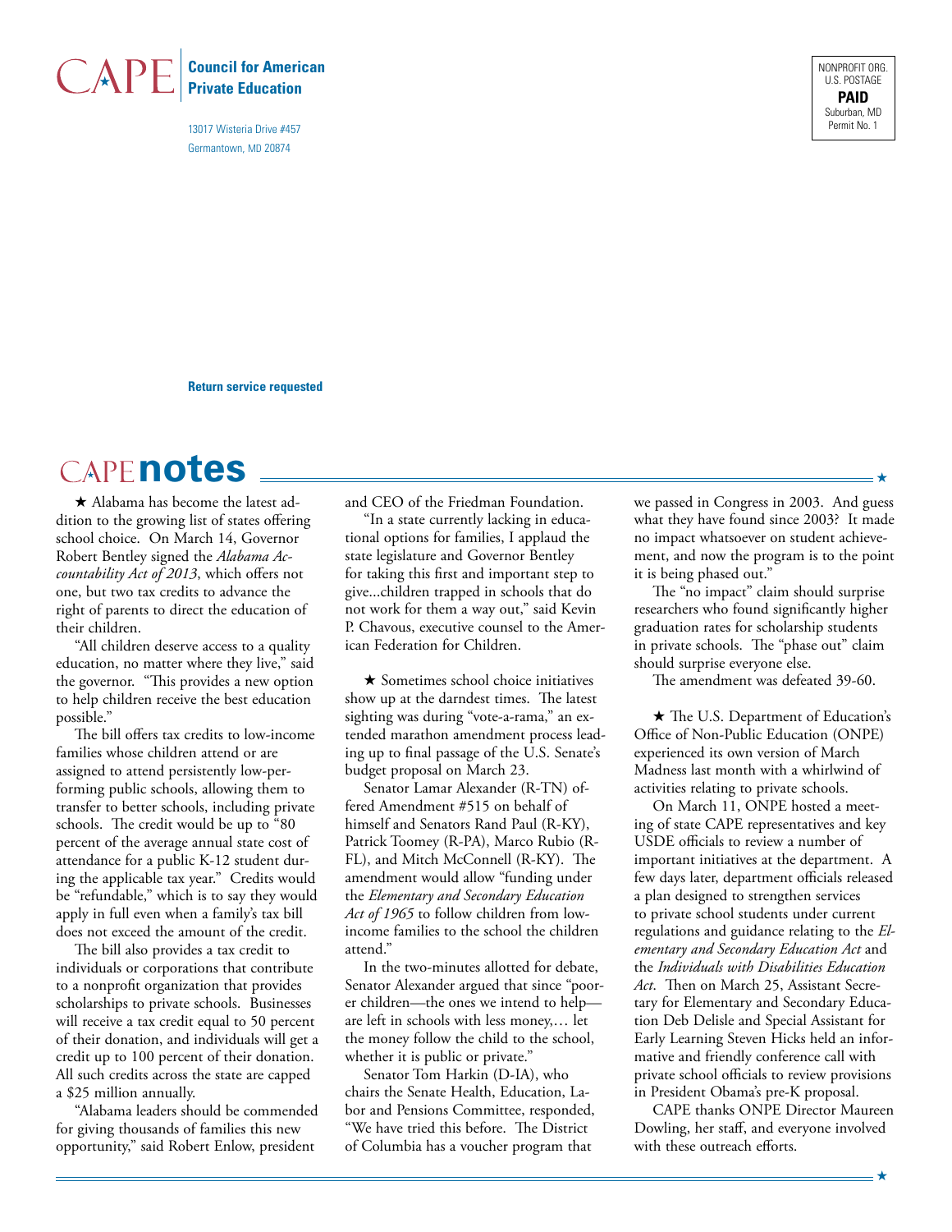CAPE Council for American Private Education

13017 Wisteria Drive #457
Germantown, MD 20874

NONPROFIT ORG.
U.S. POSTAGE
**PAID**
Suburban, MD
Permit No. 1

**Return service requested**

# CAPE notes

★ Alabama has become the latest addition to the growing list of states offering school choice. On March 14, Governor Robert Bentley signed the *Alabama Accountability Act of 2013*, which offers not one, but two tax credits to advance the right of parents to direct the education of their children.

"All children deserve access to a quality education, no matter where they live," said the governor. "This provides a new option to help children receive the best education possible."

The bill offers tax credits to low-income families whose children attend or are assigned to attend persistently low-performing public schools, allowing them to transfer to better schools, including private schools. The credit would be up to "80 percent of the average annual state cost of attendance for a public K-12 student during the applicable tax year." Credits would be "refundable," which is to say they would apply in full even when a family's tax bill does not exceed the amount of the credit.

The bill also provides a tax credit to individuals or corporations that contribute to a nonprofit organization that provides scholarships to private schools. Businesses will receive a tax credit equal to 50 percent of their donation, and individuals will get a credit up to 100 percent of their donation. All such credits across the state are capped a $25 million annually.

"Alabama leaders should be commended for giving thousands of families this new opportunity," said Robert Enlow, president and CEO of the Friedman Foundation.

"In a state currently lacking in educational options for families, I applaud the state legislature and Governor Bentley for taking this first and important step to give...children trapped in schools that do not work for them a way out," said Kevin P. Chavous, executive counsel to the American Federation for Children.

★ Sometimes school choice initiatives show up at the darndest times. The latest sighting was during "vote-a-rama," an extended marathon amendment process leading up to final passage of the U.S. Senate's budget proposal on March 23.

Senator Lamar Alexander (R-TN) offered Amendment #515 on behalf of himself and Senators Rand Paul (R-KY), Patrick Toomey (R-PA), Marco Rubio (R-FL), and Mitch McConnell (R-KY). The amendment would allow "funding under the *Elementary and Secondary Education Act of 1965* to follow children from low-income families to the school the children attend."

In the two-minutes allotted for debate, Senator Alexander argued that since "poorer children—the ones we intend to help—are left in schools with less money,… let the money follow the child to the school, whether it is public or private."

Senator Tom Harkin (D-IA), who chairs the Senate Health, Education, Labor and Pensions Committee, responded, "We have tried this before. The District of Columbia has a voucher program that we passed in Congress in 2003. And guess what they have found since 2003? It made no impact whatsoever on student achievement, and now the program is to the point it is being phased out."

The "no impact" claim should surprise researchers who found significantly higher graduation rates for scholarship students in private schools. The "phase out" claim should surprise everyone else.

The amendment was defeated 39-60.

★ The U.S. Department of Education's Office of Non-Public Education (ONPE) experienced its own version of March Madness last month with a whirlwind of activities relating to private schools.

On March 11, ONPE hosted a meeting of state CAPE representatives and key USDE officials to review a number of important initiatives at the department. A few days later, department officials released a plan designed to strengthen services to private school students under current regulations and guidance relating to the *Elementary and Secondary Education Act* and the *Individuals with Disabilities Education Act*. Then on March 25, Assistant Secretary for Elementary and Secondary Education Deb Delisle and Special Assistant for Early Learning Steven Hicks held an informative and friendly conference call with private school officials to review provisions in President Obama's pre-K proposal.

CAPE thanks ONPE Director Maureen Dowling, her staff, and everyone involved with these outreach efforts.